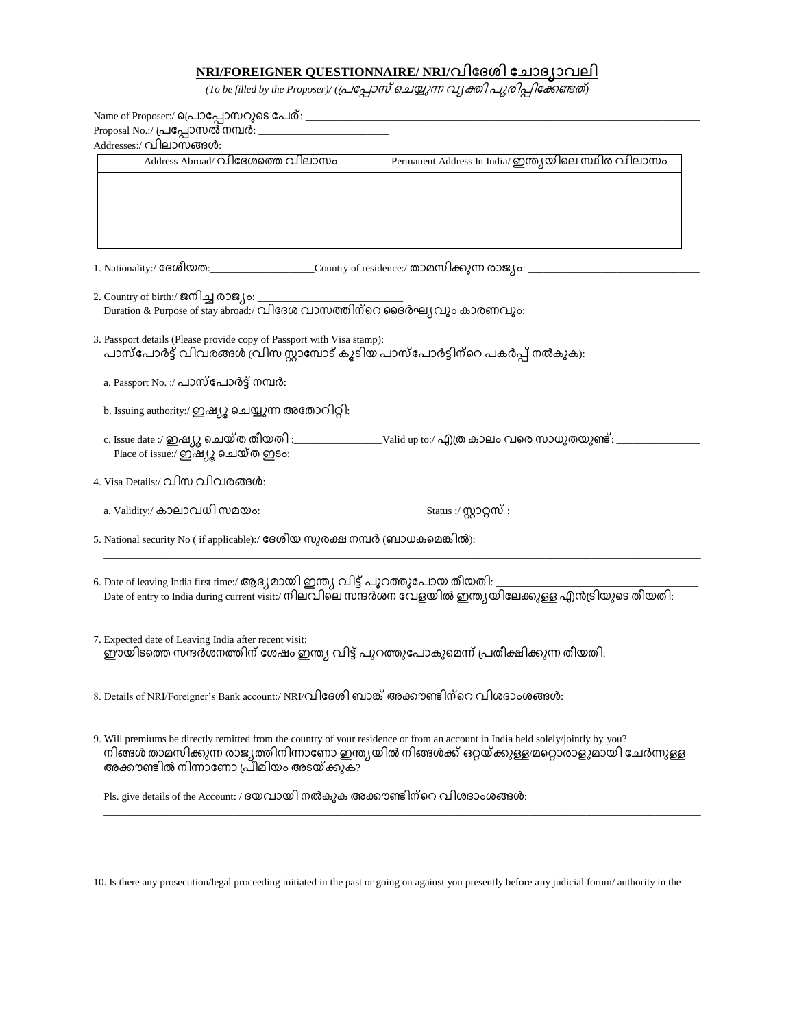## NRI/FOREIGNER QUESTIONNAIRE/ NRI/വിദേശി ചോദ്യാവലി

*(To be filled by the Proposer)/ ((പ്രപ്പോസ് ചെയ്യുന്ന വ്യക്തി പൂരിപ്പിക്കേണ്ടത്)*

Name of Proposer:/ പ്രൊപ്പോസറുടെ പേര്: ______________________________________________

Proposal No.:/ പ്രപ്പോസൽ നമ്പർ: ______________________

Addresses:/ വിലാസങ്ങൾ:

| Address Abroad/ വിദേശത്തെ വിലാസം | Permanent Address In India/ ഇന്ത്യയിലെ സ്ഥിര വിലാസം |
|---|---|
| | |

1. Nationality:/ ദേശീയത:__________________Country of residence:/ താമസിക്കുന്ന രാജ്യം: ______________________________

2. Country of birth:/ ജനിച്ച രാജ്യം: __________________________
   Duration & Purpose of stay abroad:/ വിദേശ വാസത്തിന്റെ ദൈർഘ്യവും കാരണവും: ______________________________

3. Passport details (Please provide copy of Passport with Visa stamp):
   പാസ്പോർട്ട് വിവരങ്ങൾ (വിസ സ്റ്റാമ്പോട് കൂടിയ പാസ്പോർട്ടിന്റെ പകർപ്പ് നൽകുക):

   a. Passport No. :/ പാസ്പോർട്ട് നമ്പർ: ______________________________________________

   b. Issuing authority:/ ഇഷ്യൂ ചെയ്യുന്ന അതോറിറ്റി:______________________________________________

   c. Issue date :/ ഇഷ്യൂ ചെയ്ത തീയതി :________________Valid up to:/ എത്ര കാലം വരെ സാധുതയുണ്ട്: ______________
   Place of issue:/ ഇഷ്യൂ ചെയ്ത ഇടം:____________________

4. Visa Details:/ വിസ വിവരങ്ങൾ:

   a. Validity:/ കാലാവധി സമയം: ____________________________ Status :/ സ്റ്റാറ്റസ് : ______________________________

5. National security No ( if applicable):/ ദേശീയ സുരക്ഷ നമ്പർ (ബാധകമെങ്കിൽ):
   ______________________________________________________________________________

6. Date of leaving India first time:/ ആദ്യമായി ഇന്ത്യ വിട്ട് പുറത്തുപോയ തീയതി: ______________________________
   Date of entry to India during current visit:/ നിലവിലെ സന്ദർശന വേളയിൽ ഇന്ത്യയിലേക്കുള്ള എൻട്രിയുടെ തീയതി:
   ______________________________________________________________________________

7. Expected date of Leaving India after recent visit:
   ഈയിടത്തെ സന്ദർശനത്തിന് ശേഷം ഇന്ത്യ വിട്ട് പുറത്തുപോകുമെന്ന് പ്രതീക്ഷിക്കുന്ന തീയതി:
   ______________________________________________________________________________

8. Details of NRI/Foreigner's Bank account:/ NRI/വിദേശി ബാങ്ക് അക്കൗണ്ടിന്റെ വിശദാംശങ്ങൾ:
   ______________________________________________________________________________

9. Will premiums be directly remitted from the country of your residence or from an account in India held solely/jointly by you?
   നിങ്ങൾ താമസിക്കുന്ന രാജ്യത്തിനിന്നാണോ ഇന്ത്യയിൽ നിങ്ങൾക്ക് ഒറ്റയ്ക്കുള്ള/മറ്റൊരാളുമായി ചേർന്നുള്ള അക്കൗണ്ടിൽ നിന്നാണോ പ്രീമിയം അടയ്ക്കുക?

   Pls. give details of the Account: / ദയവായി നൽകുക അക്കൗണ്ടിന്റെ വിശദാംശങ്ങൾ:
   ______________________________________________________________________________

10. Is there any prosecution/legal proceeding initiated in the past or going on against you presently before any judicial forum/ authority in the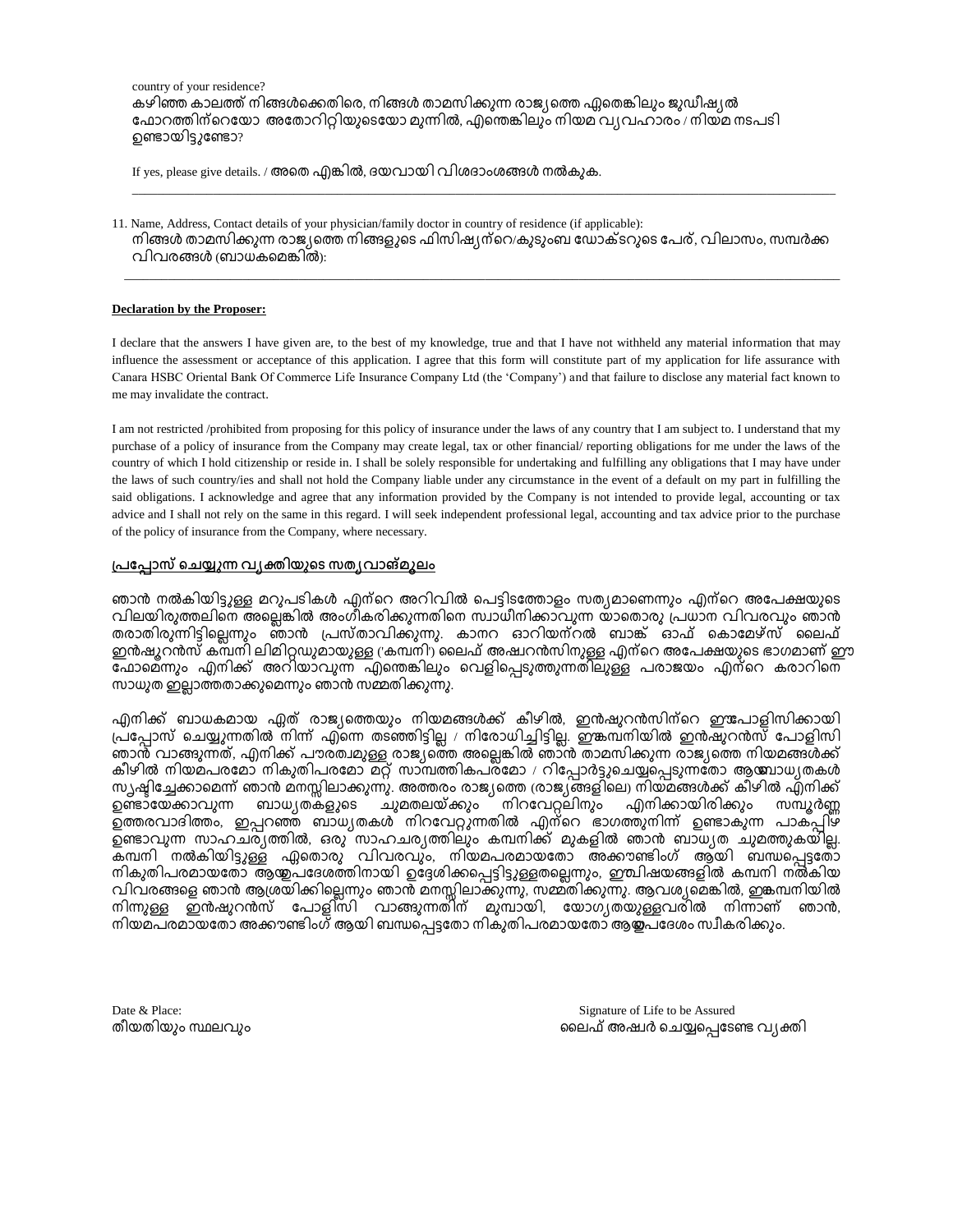country of your residence?
കഴിഞ്ഞ കാലത്ത് നിങ്ങൾക്കെതിരെ, നിങ്ങൾ താമസിക്കുന്ന രാജ്യത്തെ ഏതെങ്കിലും ജുഡീഷ്യൽ ഫോറത്തിന്റെയോ അതോറിറ്റിയുടെയോ മുന്നിൽ, എന്തെങ്കിലും നിയമ വ്യവഹാരം / നിയമ നടപടി ഉണ്ടായിട്ടുണ്ടോ?

If yes, please give details. / അതെ എങ്കിൽ, ദയവായി വിശദാംശങ്ങൾ നൽകുക.

\_\_\_\_\_\_\_\_\_\_\_\_\_\_\_\_\_\_\_\_\_\_\_\_\_\_\_\_\_\_\_\_\_\_\_\_\_\_\_\_\_\_\_\_\_\_\_\_\_\_\_\_\_\_\_\_\_\_\_\_\_\_\_\_\_\_\_\_\_\_\_\_\_\_\_\_\_\_

11. Name, Address, Contact details of your physician/family doctor in country of residence (if applicable):
നിങ്ങൾ താമസിക്കുന്ന രാജ്യത്തെ നിങ്ങളുടെ ഫിസിഷ്യന്റെ/കുടുംബ ഡോക്ടറുടെ പേര്, വിലാസം, സമ്പർക്ക വിവരങ്ങൾ (ബാധകമെങ്കിൽ):

\_\_\_\_\_\_\_\_\_\_\_\_\_\_\_\_\_\_\_\_\_\_\_\_\_\_\_\_\_\_\_\_\_\_\_\_\_\_\_\_\_\_\_\_\_\_\_\_\_\_\_\_\_\_\_\_\_\_\_\_\_\_\_\_\_\_\_\_\_\_\_\_\_\_\_\_\_\_

**Declaration by the Proposer:**

I declare that the answers I have given are, to the best of my knowledge, true and that I have not withheld any material information that may influence the assessment or acceptance of this application. I agree that this form will constitute part of my application for life assurance with Canara HSBC Oriental Bank Of Commerce Life Insurance Company Ltd (the 'Company') and that failure to disclose any material fact known to me may invalidate the contract.

I am not restricted /prohibited from proposing for this policy of insurance under the laws of any country that I am subject to. I understand that my purchase of a policy of insurance from the Company may create legal, tax or other financial/ reporting obligations for me under the laws of the country of which I hold citizenship or reside in. I shall be solely responsible for undertaking and fulfilling any obligations that I may have under the laws of such country/ies and shall not hold the Company liable under any circumstance in the event of a default on my part in fulfilling the said obligations. I acknowledge and agree that any information provided by the Company is not intended to provide legal, accounting or tax advice and I shall not rely on the same in this regard. I will seek independent professional legal, accounting and tax advice prior to the purchase of the policy of insurance from the Company, where necessary.

**പ്രപ്പോസ് ചെയ്യുന്ന വ്യക്തിയുടെ സത്യവാങ്മൂലം**

ഞാൻ നൽകിയിട്ടുള്ള മറുപടികൾ എന്റെ അറിവിൽ പെട്ടിടത്തോളം സത്യമാണെന്നും എന്റെ അപേക്ഷയുടെ വിലയിരുത്തലിനെ അല്ലെങ്കിൽ അംഗീകരിക്കുന്നതിനെ സ്വാധീനിക്കാവുന്ന യാതൊരു പ്രധാന വിവരവും ഞാൻ തരാതിരുന്നിട്ടില്ലെന്നും ഞാൻ പ്രസ്താവിക്കുന്നു. കാനറ ഓറിയന്റൽ ബാങ്ക് ഓഫ് കൊമേഴ്സ് ലൈഫ് ഇൻഷൂറൻസ് കമ്പനി ലിമിറ്റഡുമായുള്ള ('കമ്പനി') ലൈഫ് അഷ്വറൻസിനുള്ള എന്റെ അപേക്ഷയുടെ ഭാഗമാണ് ഈ ഫോമെന്നും എനിക്ക് അറിയാവുന്ന എന്തെങ്കിലും വെളിപ്പെടുത്തുന്നതിലുള്ള പരാജയം എന്റെ കരാറിനെ സാധുത ഇല്ലാത്തതാക്കുമെന്നും ഞാൻ സമ്മതിക്കുന്നു.

എനിക്ക് ബാധകമായ ഏത് രാജ്യത്തെയും നിയമങ്ങൾക്ക് കീഴിൽ, ഇൻഷുറൻസിന്റെ ഈപോളിസിക്കായി പ്രപ്പോസ് ചെയ്യുന്നതിൽ നിന്ന് എന്നെ തടഞ്ഞിട്ടില്ല / നിരോധിച്ചിട്ടില്ല. ഈകമ്പനിയിൽ ഇൻഷുറൻസ് പോളിസി ഞാൻ വാങ്ങുന്നത്, എനിക്ക് പൗരത്വമുള്ള രാജ്യത്തെ അല്ലെങ്കിൽ ഞാൻ താമസിക്കുന്ന രാജ്യത്തെ നിയമങ്ങൾക്ക് കീഴിൽ നിയമപരമോ നികുതിപരമോ മറ്റ് സാമ്പത്തികപരമോ / റിപ്പോർട്ടുചെയ്യപ്പെടുന്നതോ ആയബാധ്യതകൾ സൃഷ്ടിച്ചേക്കാമെന്ന് ഞാൻ മനസ്സിലാക്കുന്നു. അത്തരം രാജ്യത്തെ (രാജ്യങ്ങളിലെ) നിയമങ്ങൾക്ക് കീഴിൽ എനിക്ക് ഉണ്ടായേക്കാവുന്ന ബാധ്യതകളുടെ ചുമതലയ്ക്കും നിറവേറ്റലിനും എനിക്കായിരിക്കും സമ്പൂർണ്ണ ഉത്തരവാദിത്തം, ഇപ്പറഞ്ഞ ബാധ്യതകൾ നിറവേറ്റുന്നതിൽ എന്റെ ഭാഗത്തുനിന്ന് ഉണ്ടാകുന്ന പാകപ്പിഴ ഉണ്ടാവുന്ന സാഹചര്യത്തിൽ, ഒരു സാഹചര്യത്തിലും കമ്പനിക്ക് മുകളിൽ ഞാൻ ബാധ്യത ചുമത്തുകയില്ല. കമ്പനി നൽകിയിട്ടുള്ള ഏതൊരു വിവരവും, നിയമപരമായതോ അക്കൗണ്ടിംഗ് ആയി ബന്ധപ്പെട്ടതോ നികുതിപരമായതോ ആയഉപദേശത്തിനായി ഉദ്ദേശിക്കപ്പെട്ടിട്ടുള്ളതല്ലെന്നും, ഈവിഷയങ്ങളിൽ കമ്പനി നൽകിയ വിവരങ്ങളെ ഞാൻ ആശ്രയിക്കില്ലെന്നും ഞാൻ മനസ്സിലാക്കുന്നു, സമ്മതിക്കുന്നു. ആവശ്യമെങ്കിൽ, ഈകമ്പനിയിൽ നിന്നുള്ള ഇൻഷുറൻസ് പോളിസി വാങ്ങുന്നതിന് മുമ്പായി, യോഗ്യതയുള്ളവരിൽ നിന്നാണ് ഞാൻ, നിയമപരമായതോ അക്കൗണ്ടിംഗ് ആയി ബന്ധപ്പെട്ടതോ നികുതിപരമായതോ ആയഉപദേശം സ്വീകരിക്കും.

Date & Place:
തീയതിയും സ്ഥലവും

Signature of Life to be Assured
ലൈഫ് അഷ്വർ ചെയ്യപ്പെടേണ്ട വ്യക്തി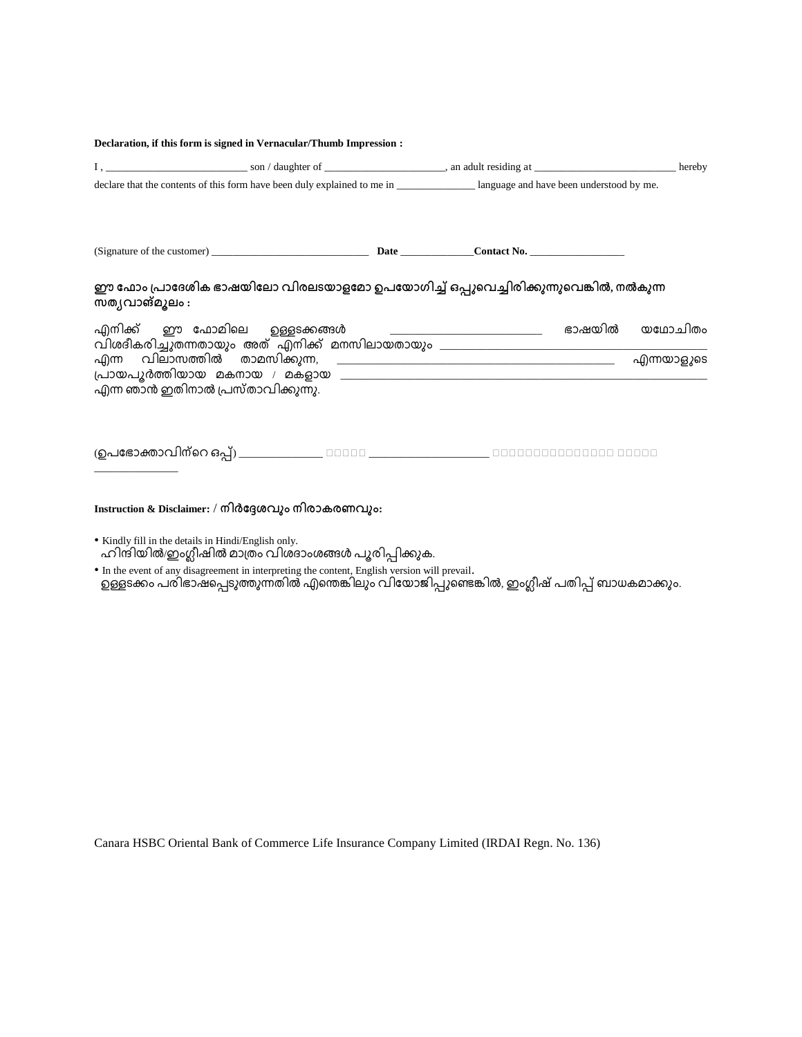**Declaration, if this form is signed in Vernacular/Thumb Impression :**

I , __________________________ son / daughter of ______________________, an adult residing at ___________________________ hereby declare that the contents of this form have been duly explained to me in _______________ language and have been understood by me.

(Signature of the customer) ______________________________ **Date** ______________**Contact No.** __________________

**ഈ ഫോം പ്രാദേശിക ഭാഷയിലോ വിരലടയാളമോ ഉപയോഗിച്ച് ഒപ്പുവെച്ചിരിക്കുന്നുവെങ്കിൽ, നൽകുന്ന സത്യവാങ്മൂലം :**

എനിക്ക് ഈ ഫോമിലെ ഉള്ളടക്കങ്ങൾ __________________________ ഭാഷയിൽ യഥോചിതം വിശദീകരിച്ചുതന്നതായും അത് എനിക്ക് മനസിലായതായും _______________________________________________ എന്ന വിലാസത്തിൽ താമസിക്കുന്ന, ________________________________________________ എന്നയാളുടെ പ്രായപൂർത്തിയായ മകനായ / മകളായ ______________________________________________________________ എന്ന ഞാൻ ഇതിനാൽ പ്രസ്താവിക്കുന്നു.

(ഉപഭോക്താവിന്റെ ഒപ്പ്) ______________ □□□□□ _____________________ □□□□□□□□□□□□□□□ □□□□□ ______________

**Instruction & Disclaimer:** / **നിർദ്ദേശവും നിരാകരണവും:**

- Kindly fill in the details in Hindi/English only.
  ഹിന്ദിയിൽ/ഇംഗ്ലീഷിൽ മാത്രം വിശദാംശങ്ങൾ പൂരിപ്പിക്കുക.
- In the event of any disagreement in interpreting the content, English version will prevail.
  ഉള്ളടക്കം പരിഭാഷപ്പെടുത്തുന്നതിൽ എന്തെങ്കിലും വിയോജിപ്പുണ്ടെങ്കിൽ, ഇംഗ്ലീഷ് പതിപ്പ് ബാധകമാക്കും.

Canara HSBC Oriental Bank of Commerce Life Insurance Company Limited (IRDAI Regn. No. 136)